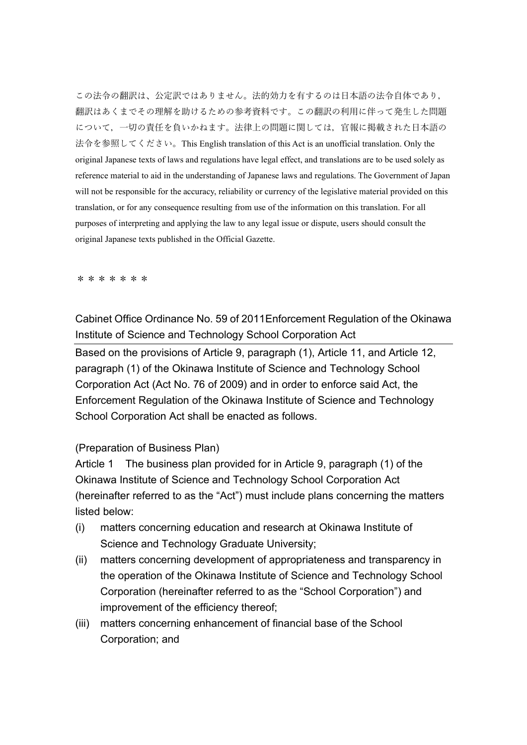この法令の翻訳は、公定訳ではありません。法的効力を有するのは日本語の法令自体であり，翻訳はあくまでその理解を助けるための参考資料です。この翻訳の利用に伴って発生した問題について，一切の責任を負いかねます。法律上の問題に関しては，官報に掲載された日本語の法令を参照してください。This English translation of this Act is an unofficial translation. Only the original Japanese texts of laws and regulations have legal effect, and translations are to be used solely as reference material to aid in the understanding of Japanese laws and regulations. The Government of Japan will not be responsible for the accuracy, reliability or currency of the legislative material provided on this translation, or for any consequence resulting from use of the information on this translation. For all purposes of interpreting and applying the law to any legal issue or dispute, users should consult the original Japanese texts published in the Official Gazette.

＊＊＊＊＊＊＊

# Cabinet Office Ordinance No. 59 of 2011Enforcement Regulation of the Okinawa Institute of Science and Technology School Corporation Act

Based on the provisions of Article 9, paragraph (1), Article 11, and Article 12, paragraph (1) of the Okinawa Institute of Science and Technology School Corporation Act (Act No. 76 of 2009) and in order to enforce said Act, the Enforcement Regulation of the Okinawa Institute of Science and Technology School Corporation Act shall be enacted as follows.

(Preparation of Business Plan)

Article 1　The business plan provided for in Article 9, paragraph (1) of the Okinawa Institute of Science and Technology School Corporation Act (hereinafter referred to as the "Act") must include plans concerning the matters listed below:

(i)　matters concerning education and research at Okinawa Institute of Science and Technology Graduate University;

(ii)　matters concerning development of appropriateness and transparency in the operation of the Okinawa Institute of Science and Technology School Corporation (hereinafter referred to as the "School Corporation") and improvement of the efficiency thereof;

(iii)　matters concerning enhancement of financial base of the School Corporation; and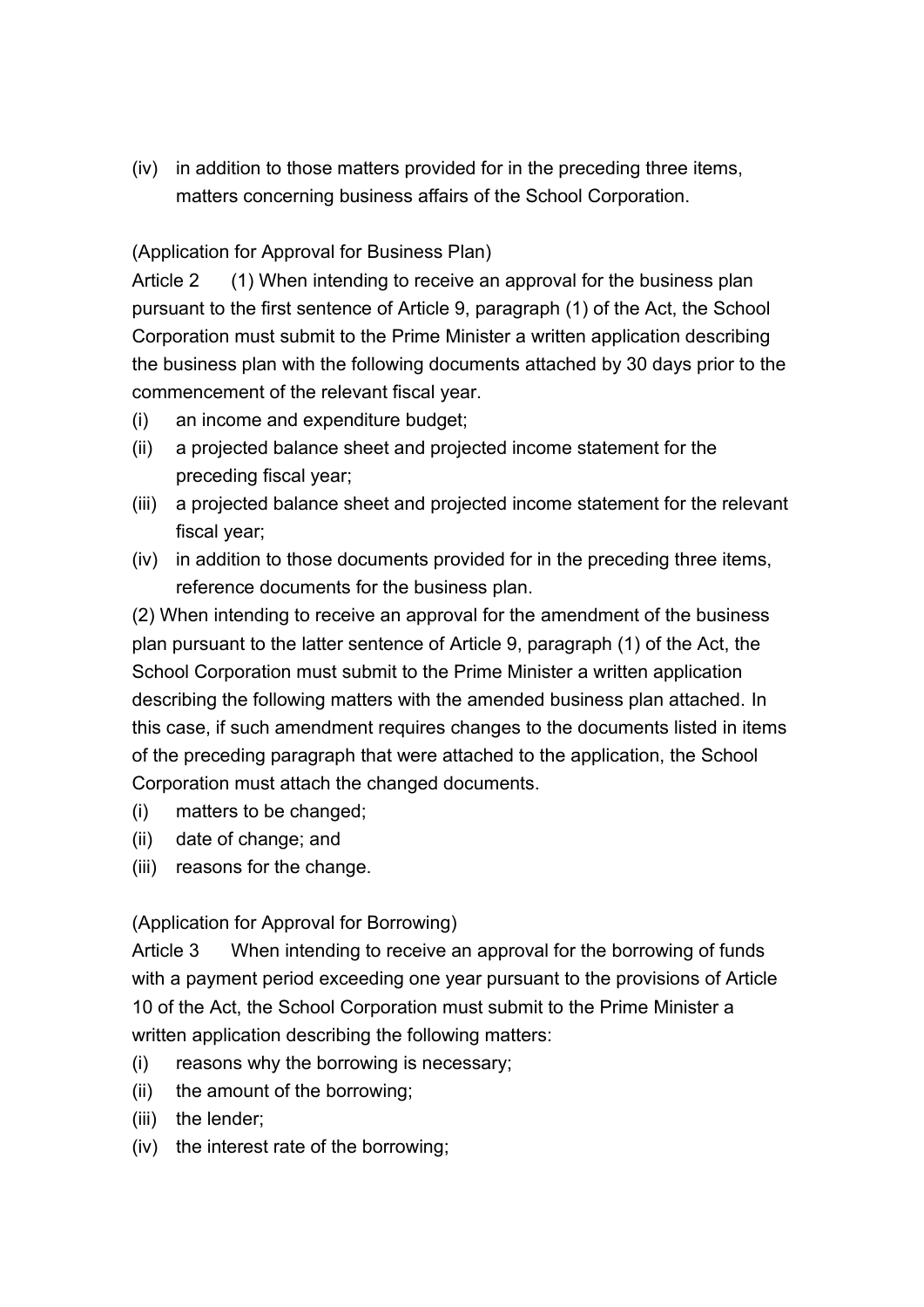(iv) in addition to those matters provided for in the preceding three items, matters concerning business affairs of the School Corporation.

(Application for Approval for Business Plan)

Article 2 (1) When intending to receive an approval for the business plan pursuant to the first sentence of Article 9, paragraph (1) of the Act, the School Corporation must submit to the Prime Minister a written application describing the business plan with the following documents attached by 30 days prior to the commencement of the relevant fiscal year.

(i) an income and expenditure budget;
(ii) a projected balance sheet and projected income statement for the preceding fiscal year;
(iii) a projected balance sheet and projected income statement for the relevant fiscal year;
(iv) in addition to those documents provided for in the preceding three items, reference documents for the business plan.

(2) When intending to receive an approval for the amendment of the business plan pursuant to the latter sentence of Article 9, paragraph (1) of the Act, the School Corporation must submit to the Prime Minister a written application describing the following matters with the amended business plan attached. In this case, if such amendment requires changes to the documents listed in items of the preceding paragraph that were attached to the application, the School Corporation must attach the changed documents.

(i) matters to be changed;
(ii) date of change; and
(iii) reasons for the change.

(Application for Approval for Borrowing)

Article 3 When intending to receive an approval for the borrowing of funds with a payment period exceeding one year pursuant to the provisions of Article 10 of the Act, the School Corporation must submit to the Prime Minister a written application describing the following matters:

(i) reasons why the borrowing is necessary;
(ii) the amount of the borrowing;
(iii) the lender;
(iv) the interest rate of the borrowing;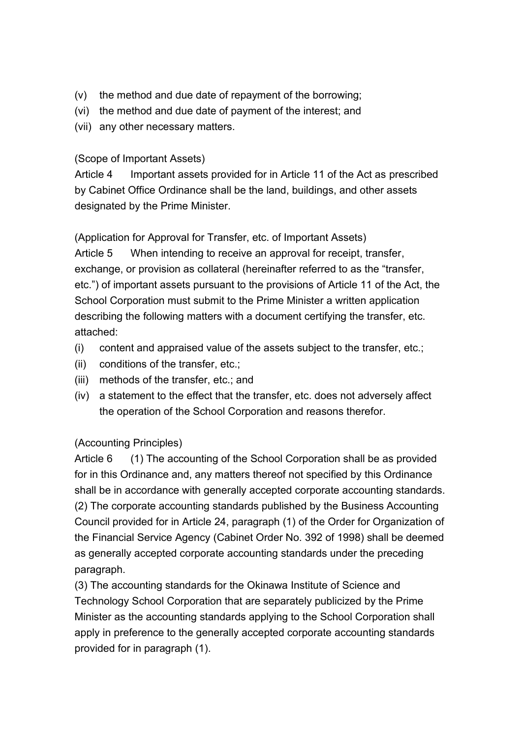(v) the method and due date of repayment of the borrowing;
(vi) the method and due date of payment of the interest; and
(vii) any other necessary matters.

(Scope of Important Assets)
Article 4 Important assets provided for in Article 11 of the Act as prescribed by Cabinet Office Ordinance shall be the land, buildings, and other assets designated by the Prime Minister.

(Application for Approval for Transfer, etc. of Important Assets)
Article 5 When intending to receive an approval for receipt, transfer, exchange, or provision as collateral (hereinafter referred to as the "transfer, etc.") of important assets pursuant to the provisions of Article 11 of the Act, the School Corporation must submit to the Prime Minister a written application describing the following matters with a document certifying the transfer, etc. attached:
(i) content and appraised value of the assets subject to the transfer, etc.;
(ii) conditions of the transfer, etc.;
(iii) methods of the transfer, etc.; and
(iv) a statement to the effect that the transfer, etc. does not adversely affect the operation of the School Corporation and reasons therefor.

(Accounting Principles)
Article 6 (1) The accounting of the School Corporation shall be as provided for in this Ordinance and, any matters thereof not specified by this Ordinance shall be in accordance with generally accepted corporate accounting standards.
(2) The corporate accounting standards published by the Business Accounting Council provided for in Article 24, paragraph (1) of the Order for Organization of the Financial Service Agency (Cabinet Order No. 392 of 1998) shall be deemed as generally accepted corporate accounting standards under the preceding paragraph.
(3) The accounting standards for the Okinawa Institute of Science and Technology School Corporation that are separately publicized by the Prime Minister as the accounting standards applying to the School Corporation shall apply in preference to the generally accepted corporate accounting standards provided for in paragraph (1).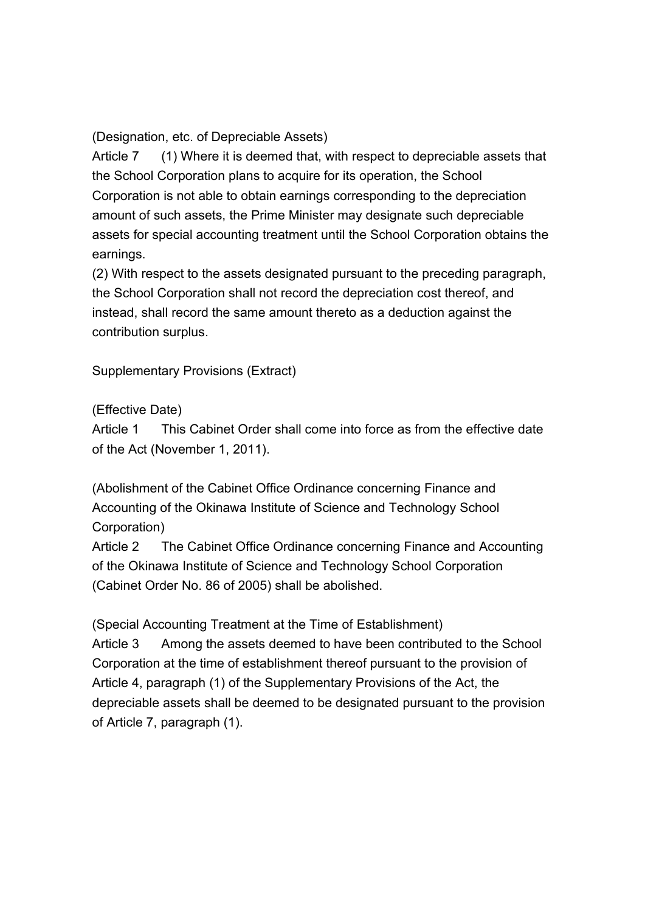(Designation, etc. of Depreciable Assets)

Article 7 (1) Where it is deemed that, with respect to depreciable assets that the School Corporation plans to acquire for its operation, the School Corporation is not able to obtain earnings corresponding to the depreciation amount of such assets, the Prime Minister may designate such depreciable assets for special accounting treatment until the School Corporation obtains the earnings.

(2) With respect to the assets designated pursuant to the preceding paragraph, the School Corporation shall not record the depreciation cost thereof, and instead, shall record the same amount thereto as a deduction against the contribution surplus.

Supplementary Provisions (Extract)

(Effective Date)

Article 1 This Cabinet Order shall come into force as from the effective date of the Act (November 1, 2011).

(Abolishment of the Cabinet Office Ordinance concerning Finance and Accounting of the Okinawa Institute of Science and Technology School Corporation)

Article 2 The Cabinet Office Ordinance concerning Finance and Accounting of the Okinawa Institute of Science and Technology School Corporation (Cabinet Order No. 86 of 2005) shall be abolished.

(Special Accounting Treatment at the Time of Establishment)

Article 3 Among the assets deemed to have been contributed to the School Corporation at the time of establishment thereof pursuant to the provision of Article 4, paragraph (1) of the Supplementary Provisions of the Act, the depreciable assets shall be deemed to be designated pursuant to the provision of Article 7, paragraph (1).